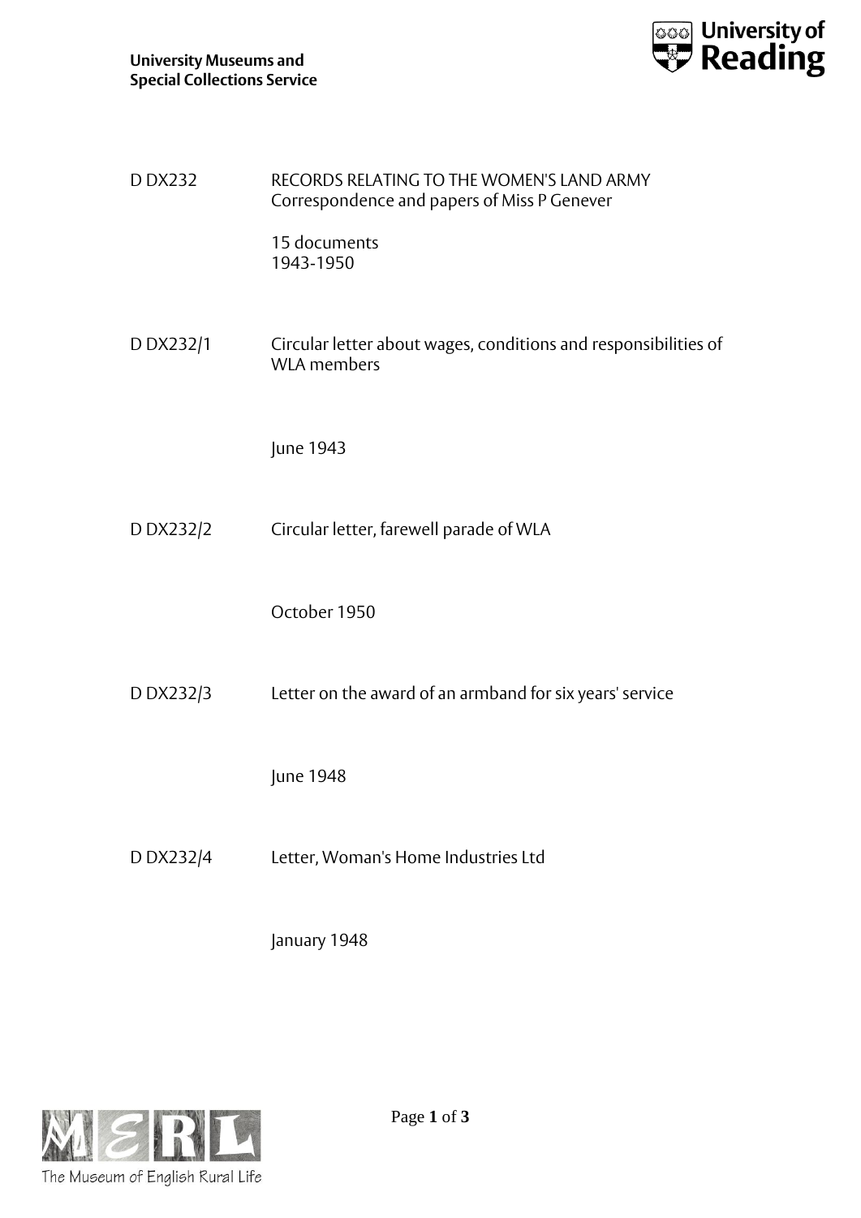University Museums and Special Collections Service

| | |
|---|---|
| D DX232 | RECORDS RELATING TO THE WOMEN'S LAND ARMY<br>Correspondence and papers of Miss P Genever<br><br>15 documents<br>1943-1950 |
| D DX232/1 | Circular letter about wages, conditions and responsibilities of WLA members<br><br>June 1943 |
| D DX232/2 | Circular letter, farewell parade of WLA<br><br>October 1950 |
| D DX232/3 | Letter on the award of an armband for six years' service<br><br>June 1948 |
| D DX232/4 | Letter, Woman's Home Industries Ltd<br><br>January 1948 |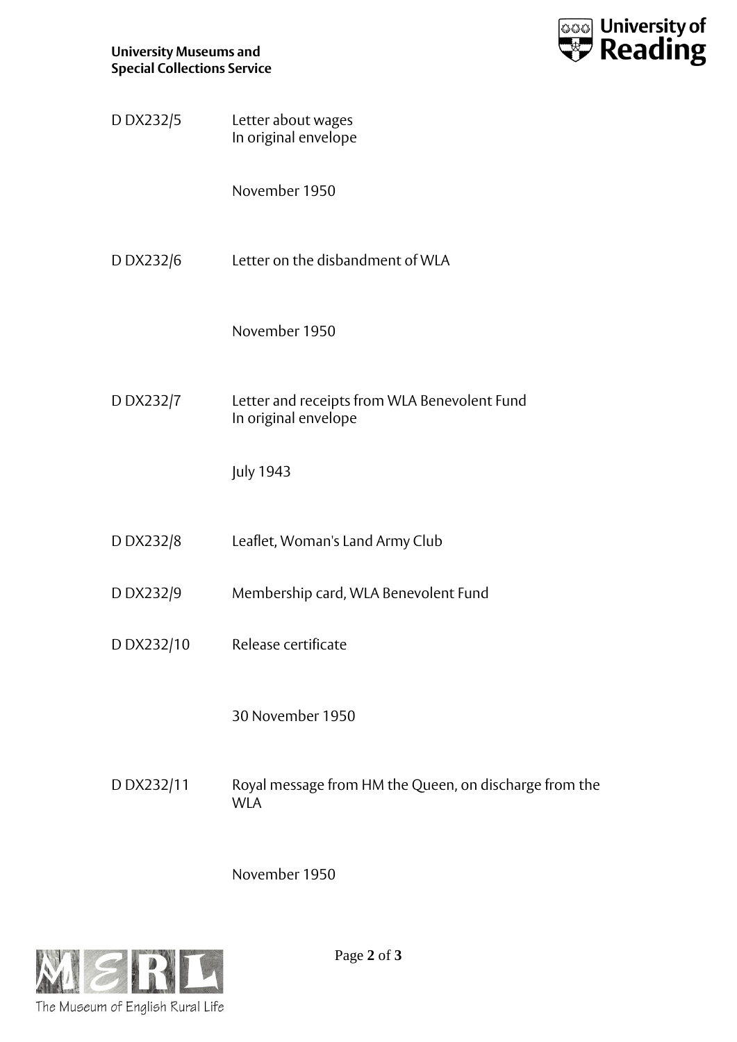| | |
|---|---|
| D DX232/5 | Letter about wages<br>In original envelope<br><br>November 1950 |
| D DX232/6 | Letter on the disbandment of WLA<br><br>November 1950 |
| D DX232/7 | Letter and receipts from WLA Benevolent Fund<br>In original envelope<br><br>July 1943 |
| D DX232/8 | Leaflet, Woman's Land Army Club |
| D DX232/9 | Membership card, WLA Benevolent Fund |
| D DX232/10 | Release certificate<br><br>30 November 1950 |
| D DX232/11 | Royal message from HM the Queen, on discharge from the WLA<br><br>November 1950 |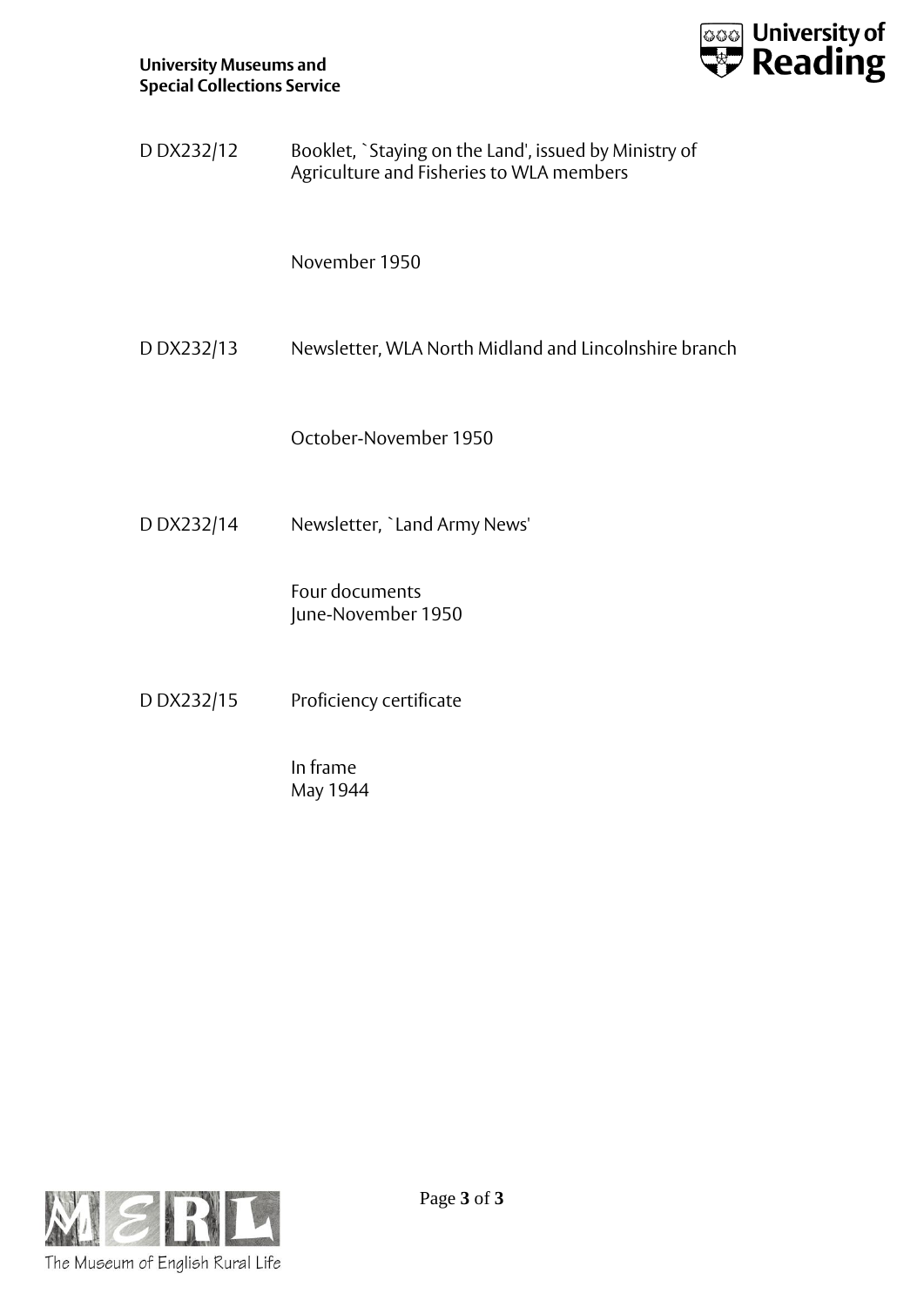D DX232/12 Booklet, `Staying on the Land', issued by Ministry of Agriculture and Fisheries to WLA members

November 1950

D DX232/13 Newsletter, WLA North Midland and Lincolnshire branch

October-November 1950

D DX232/14 Newsletter, `Land Army News'

Four documents
June-November 1950

D DX232/15 Proficiency certificate

In frame
May 1944